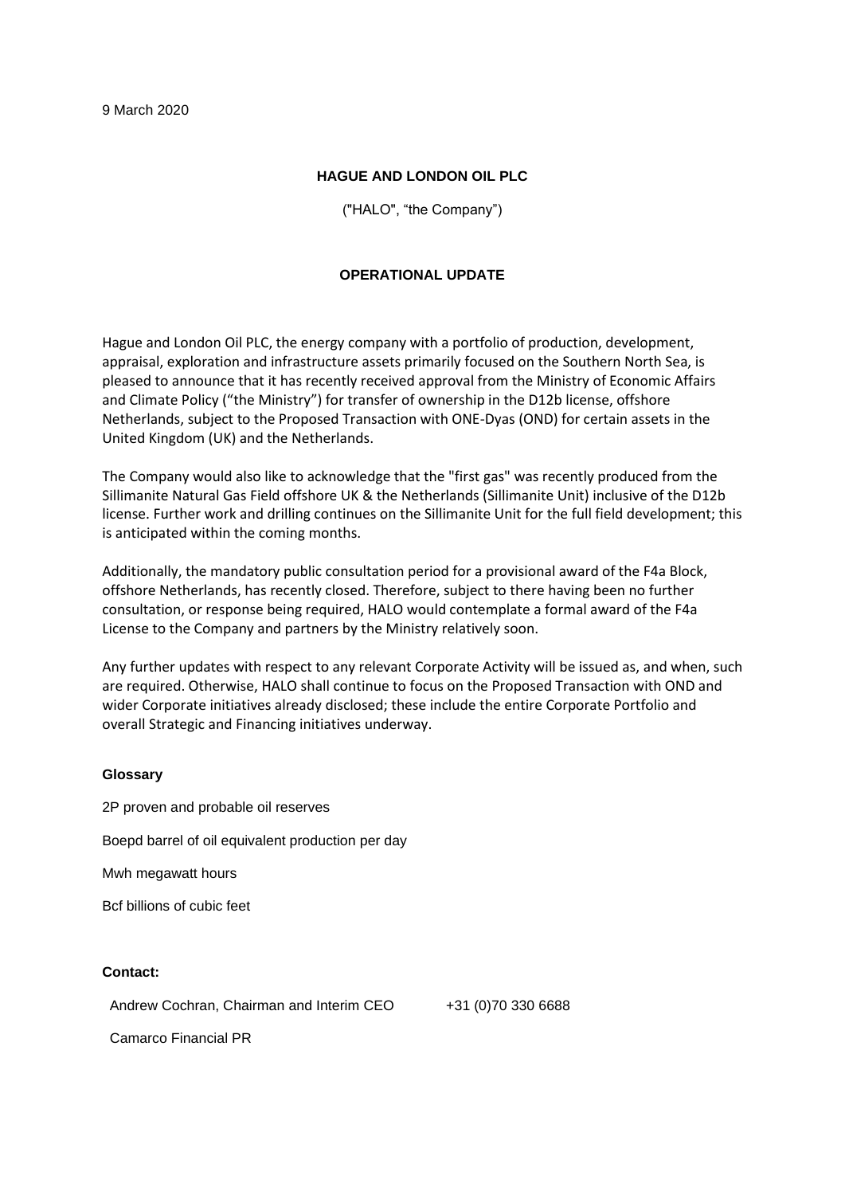9 March 2020

**HAGUE AND LONDON OIL PLC**

("HALO", "the Company")

## OPERATIONAL UPDATE

Hague and London Oil PLC, the energy company with a portfolio of production, development, appraisal, exploration and infrastructure assets primarily focused on the Southern North Sea, is pleased to announce that it has recently received approval from the Ministry of Economic Affairs and Climate Policy ("the Ministry") for transfer of ownership in the D12b license, offshore Netherlands, subject to the Proposed Transaction with ONE-Dyas (OND) for certain assets in the United Kingdom (UK) and the Netherlands.

The Company would also like to acknowledge that the "first gas" was recently produced from the Sillimanite Natural Gas Field offshore UK & the Netherlands (Sillimanite Unit) inclusive of the D12b license. Further work and drilling continues on the Sillimanite Unit for the full field development; this is anticipated within the coming months.

Additionally, the mandatory public consultation period for a provisional award of the F4a Block, offshore Netherlands, has recently closed. Therefore, subject to there having been no further consultation, or response being required, HALO would contemplate a formal award of the F4a License to the Company and partners by the Ministry relatively soon.

Any further updates with respect to any relevant Corporate Activity will be issued as, and when, such are required. Otherwise, HALO shall continue to focus on the Proposed Transaction with OND and wider Corporate initiatives already disclosed; these include the entire Corporate Portfolio and overall Strategic and Financing initiatives underway.

**Glossary**

2P proven and probable oil reserves

Boepd barrel of oil equivalent production per day

Mwh megawatt hours

Bcf billions of cubic feet

**Contact:**

Andrew Cochran, Chairman and Interim CEO +31 (0)70 330 6688

Camarco Financial PR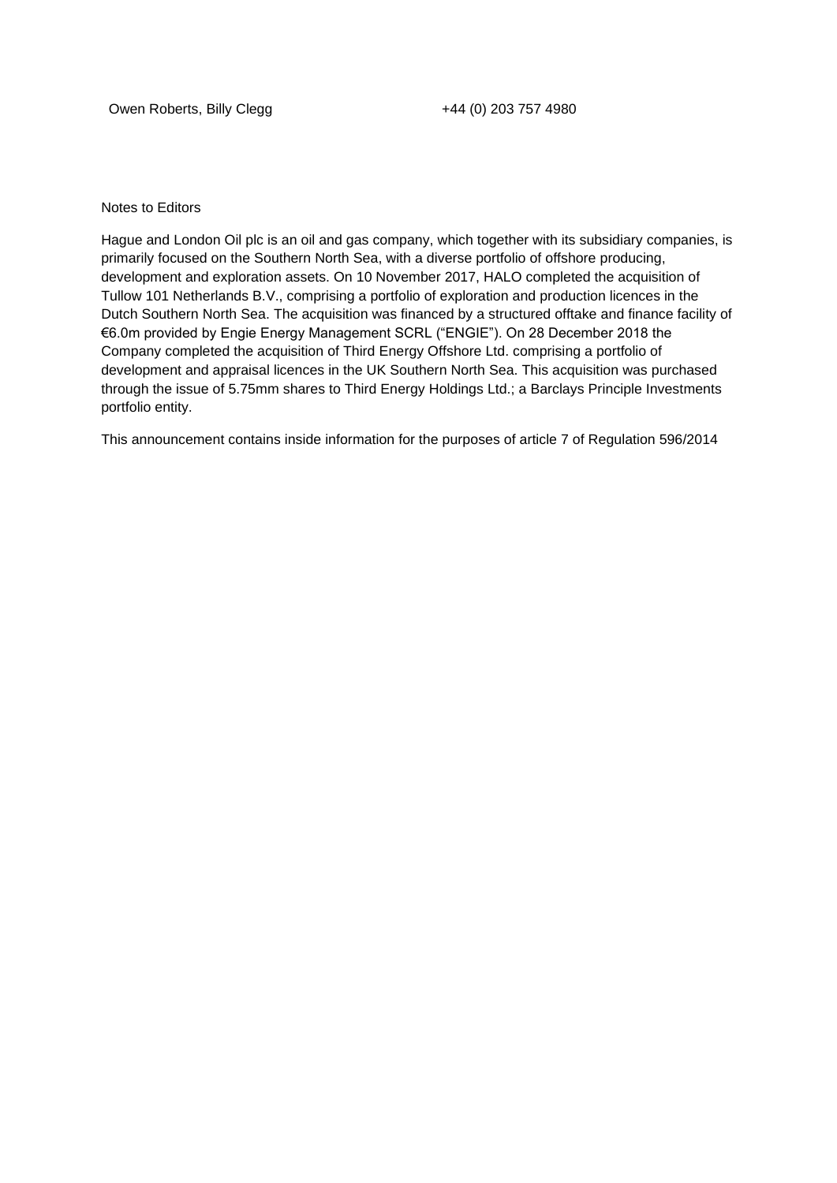Owen Roberts, Billy Clegg +44 (0) 203 757 4980

Notes to Editors

Hague and London Oil plc is an oil and gas company, which together with its subsidiary companies, is primarily focused on the Southern North Sea, with a diverse portfolio of offshore producing, development and exploration assets. On 10 November 2017, HALO completed the acquisition of Tullow 101 Netherlands B.V., comprising a portfolio of exploration and production licences in the Dutch Southern North Sea. The acquisition was financed by a structured offtake and finance facility of €6.0m provided by Engie Energy Management SCRL ("ENGIE"). On 28 December 2018 the Company completed the acquisition of Third Energy Offshore Ltd. comprising a portfolio of development and appraisal licences in the UK Southern North Sea. This acquisition was purchased through the issue of 5.75mm shares to Third Energy Holdings Ltd.; a Barclays Principle Investments portfolio entity.

This announcement contains inside information for the purposes of article 7 of Regulation 596/2014